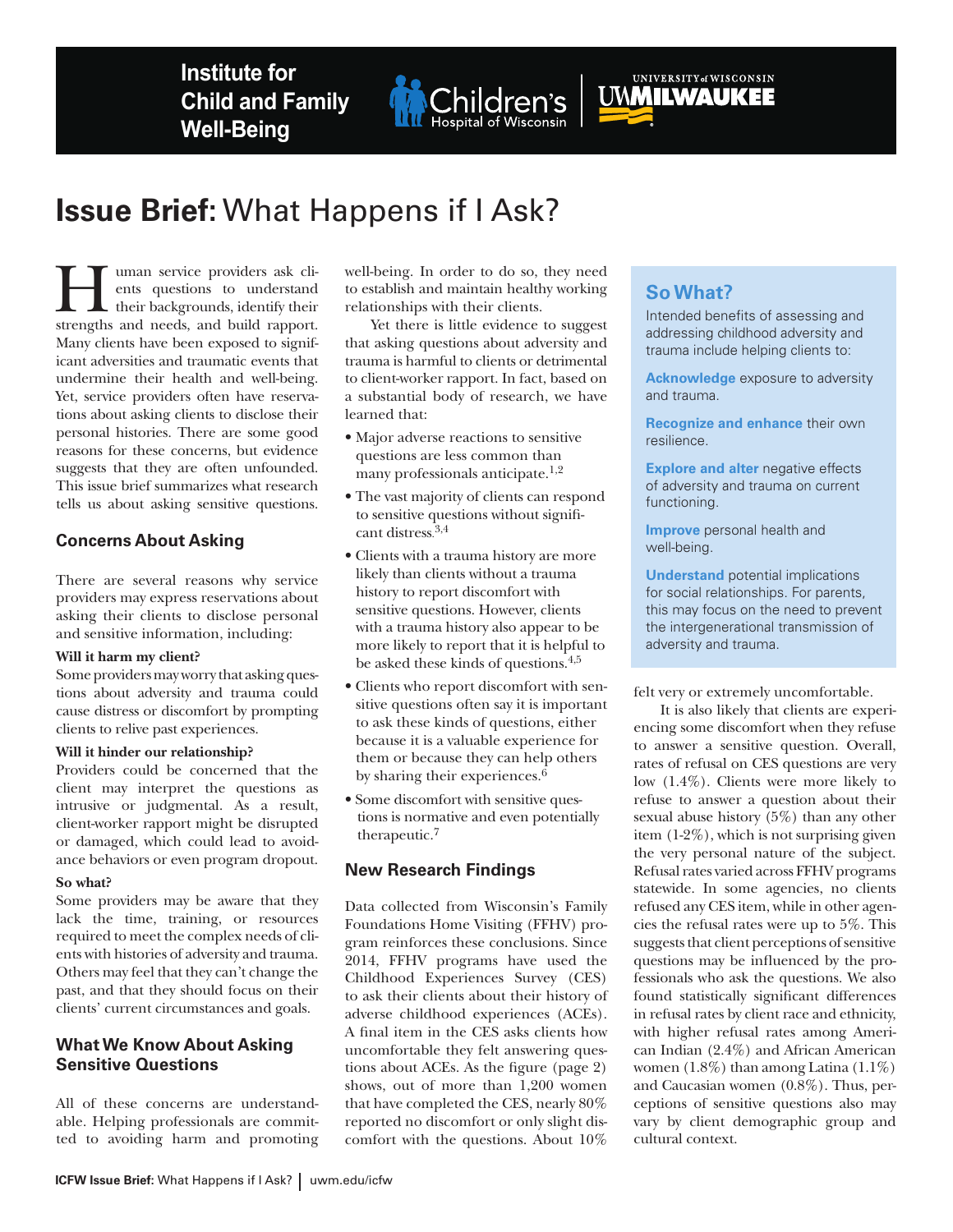Institute for Child and Family Well-Being

# Issue Brief: What Happens if I Ask?

Human service providers ask clients questions to understand their backgrounds, identify their strengths and needs, and build rapport. Many clients have been exposed to significant adversities and traumatic events that undermine their health and well-being. Yet, service providers often have reservations about asking clients to disclose their personal histories. There are some good reasons for these concerns, but evidence suggests that they are often unfounded. This issue brief summarizes what research tells us about asking sensitive questions.

## Concerns About Asking

There are several reasons why service providers may express reservations about asking their clients to disclose personal and sensitive information, including:

**Will it harm my client?**
Some providers may worry that asking questions about adversity and trauma could cause distress or discomfort by prompting clients to relive past experiences.

**Will it hinder our relationship?**
Providers could be concerned that the client may interpret the questions as intrusive or judgmental. As a result, client-worker rapport might be disrupted or damaged, which could lead to avoidance behaviors or even program dropout.

**So what?**
Some providers may be aware that they lack the time, training, or resources required to meet the complex needs of clients with histories of adversity and trauma. Others may feel that they can't change the past, and that they should focus on their clients' current circumstances and goals.

## What We Know About Asking Sensitive Questions

All of these concerns are understandable. Helping professionals are committed to avoiding harm and promoting well-being. In order to do so, they need to establish and maintain healthy working relationships with their clients.

Yet there is little evidence to suggest that asking questions about adversity and trauma is harmful to clients or detrimental to client-worker rapport. In fact, based on a substantial body of research, we have learned that:

- Major adverse reactions to sensitive questions are less common than many professionals anticipate.[1,2]
- The vast majority of clients can respond to sensitive questions without significant distress.[3,4]
- Clients with a trauma history are more likely than clients without a trauma history to report discomfort with sensitive questions. However, clients with a trauma history also appear to be more likely to report that it is helpful to be asked these kinds of questions.[4,5]
- Clients who report discomfort with sensitive questions often say it is important to ask these kinds of questions, either because it is a valuable experience for them or because they can help others by sharing their experiences.[6]
- Some discomfort with sensitive questions is normative and even potentially therapeutic.[7]

## New Research Findings

Data collected from Wisconsin's Family Foundations Home Visiting (FFHV) program reinforces these conclusions. Since 2014, FFHV programs have used the Childhood Experiences Survey (CES) to ask their clients about their history of adverse childhood experiences (ACEs). A final item in the CES asks clients how uncomfortable they felt answering questions about ACEs. As the figure (page 2) shows, out of more than 1,200 women that have completed the CES, nearly 80% reported no discomfort or only slight discomfort with the questions. About 10% felt very or extremely uncomfortable.

It is also likely that clients are experiencing some discomfort when they refuse to answer a sensitive question. Overall, rates of refusal on CES questions are very low (1.4%). Clients were more likely to refuse to answer a question about their sexual abuse history (5%) than any other item (1-2%), which is not surprising given the very personal nature of the subject. Refusal rates varied across FFHV programs statewide. In some agencies, no clients refused any CES item, while in other agencies the refusal rates were up to 5%. This suggests that client perceptions of sensitive questions may be influenced by the professionals who ask the questions. We also found statistically significant differences in refusal rates by client race and ethnicity, with higher refusal rates among American Indian (2.4%) and African American women (1.8%) than among Latina (1.1%) and Caucasian women (0.8%). Thus, perceptions of sensitive questions also may vary by client demographic group and cultural context.

## So What?

Intended benefits of assessing and addressing childhood adversity and trauma include helping clients to:

**Acknowledge** exposure to adversity and trauma.

**Recognize and enhance** their own resilience.

**Explore and alter** negative effects of adversity and trauma on current functioning.

**Improve** personal health and well-being.

**Understand** potential implications for social relationships. For parents, this may focus on the need to prevent the intergenerational transmission of adversity and trauma.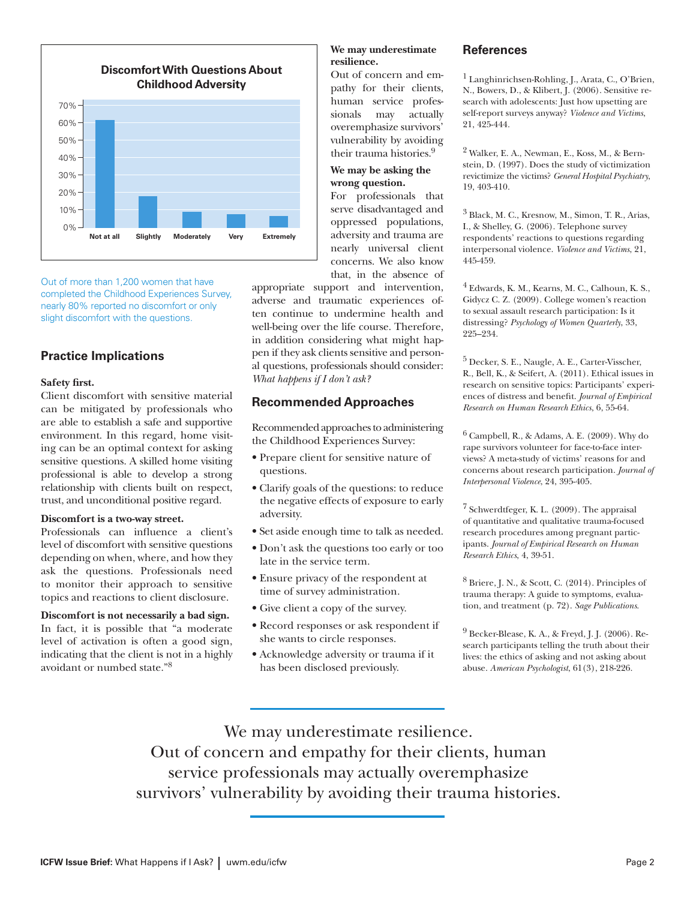**Discomfort With Questions About Childhood Adversity**

70%
60%
50%
40%
30%
20%
10%
0%

Not at all
Slightly
Moderately
Very
Extremely

Out of more than 1,200 women that have completed the Childhood Experiences Survey, nearly 80% reported no discomfort or only slight discomfort with the questions.

## Practice Implications

**Safety first.**
Client discomfort with sensitive material can be mitigated by professionals who are able to establish a safe and supportive environment. In this regard, home visiting can be an optimal context for asking sensitive questions. A skilled home visiting professional is able to develop a strong relationship with clients built on respect, trust, and unconditional positive regard.

**Discomfort is a two-way street.**
Professionals can influence a client's level of discomfort with sensitive questions depending on when, where, and how they ask the questions. Professionals need to monitor their approach to sensitive topics and reactions to client disclosure.

**Discomfort is not necessarily a bad sign.**
In fact, it is possible that "a moderate level of activation is often a good sign, indicating that the client is not in a highly avoidant or numbed state."[8]

**We may underestimate resilience.**
Out of concern and empathy for their clients, human service professionals may actually overemphasize survivors' vulnerability by avoiding their trauma histories.[9]

**We may be asking the wrong question.**
For professionals that serve disadvantaged and oppressed populations, adversity and trauma are nearly universal client concerns. We also know that, in the absence of appropriate support and intervention, adverse and traumatic experiences often continue to undermine health and well-being over the life course. Therefore, in addition considering what might happen if they ask clients sensitive and personal questions, professionals should consider: *What happens if I don't ask?*

## Recommended Approaches

Recommended approaches to administering the Childhood Experiences Survey:

- Prepare client for sensitive nature of questions.
- Clarify goals of the questions: to reduce the negative effects of exposure to early adversity.
- Set aside enough time to talk as needed.
- Don't ask the questions too early or too late in the service term.
- Ensure privacy of the respondent at time of survey administration.
- Give client a copy of the survey.
- Record responses or ask respondent if she wants to circle responses.
- Acknowledge adversity or trauma if it has been disclosed previously.

## References

[1] Langhinrichsen-Rohling, J., Arata, C., O'Brien, N., Bowers, D., & Klibert, J. (2006). Sensitive research with adolescents: Just how upsetting are self-report surveys anyway? *Violence and Victims*, 21, 425-444.

[2] Walker, E. A., Newman, E., Koss, M., & Bernstein, D. (1997). Does the study of victimization revictimize the victims? *General Hospital Psychiatry*, 19, 403-410.

[3] Black, M. C., Kresnow, M., Simon, T. R., Arias, I., & Shelley, G. (2006). Telephone survey respondents' reactions to questions regarding interpersonal violence. *Violence and Victims*, 21, 445-459.

[4] Edwards, K. M., Kearns, M. C., Calhoun, K. S., Gidycz C. Z. (2009). College women's reaction to sexual assault research participation: Is it distressing? *Psychology of Women Quarterly*, 33, 225–234.

[5] Decker, S. E., Naugle, A. E., Carter-Visscher, R., Bell, K., & Seifert, A. (2011). Ethical issues in research on sensitive topics: Participants' experiences of distress and benefit. *Journal of Empirical Research on Human Research Ethics*, 6, 55-64.

[6] Campbell, R., & Adams, A. E. (2009). Why do rape survivors volunteer for face-to-face interviews? A meta-study of victims' reasons for and concerns about research participation. *Journal of Interpersonal Violence*, 24, 395-405.

[7] Schwerdtfeger, K. L. (2009). The appraisal of quantitative and qualitative trauma-focused research procedures among pregnant participants. *Journal of Empirical Research on Human Research Ethics*, 4, 39-51.

[8] Briere, J. N., & Scott, C. (2014). Principles of trauma therapy: A guide to symptoms, evaluation, and treatment (p. 72). *Sage Publications*.

[9] Becker-Blease, K. A., & Freyd, J. J. (2006). Research participants telling the truth about their lives: the ethics of asking and not asking about abuse. *American Psychologist*, 61(3), 218-226.

We may underestimate resilience.
Out of concern and empathy for their clients, human service professionals may actually overemphasize survivors' vulnerability by avoiding their trauma histories.